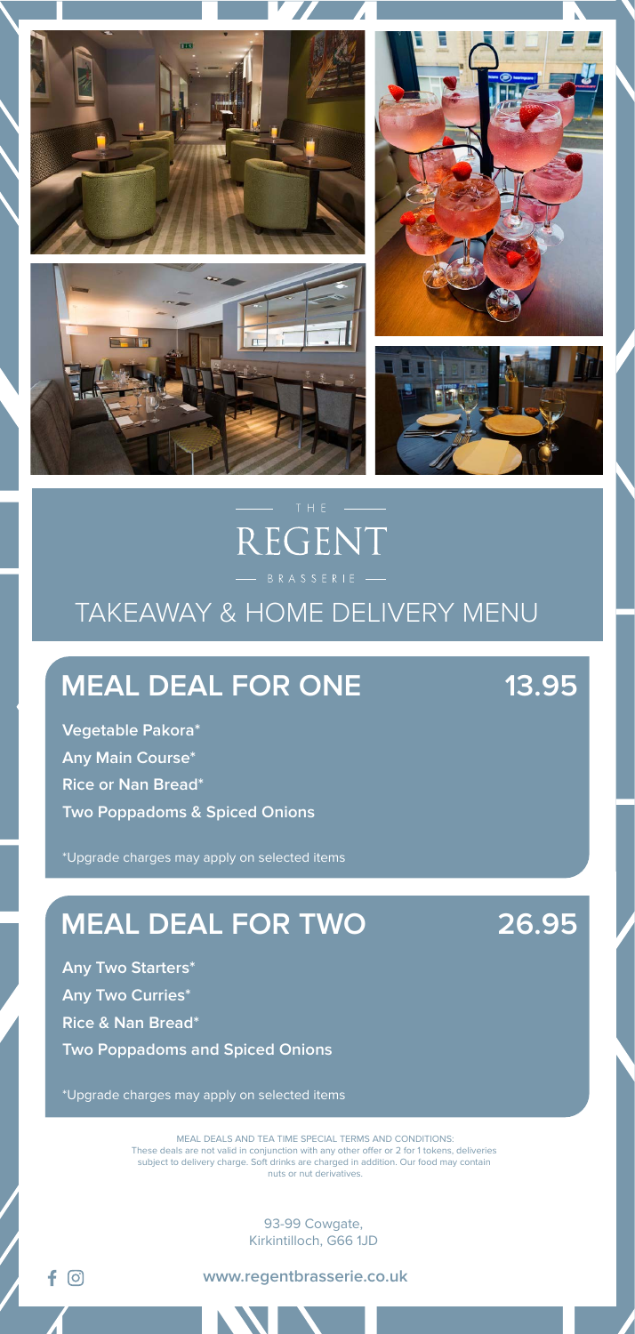THE

# REGENT

BRASSERIE

## TAKEAWAY & HOME DELIVERY MENU

## MEAL DEAL FOR ONE 13.95

**Vegetable Pakora***

**Any Main Course***

**Rice or Nan Bread***

**Two Poppadoms & Spiced Onions**

*Upgrade charges may apply on selected items

## MEAL DEAL FOR TWO 26.95

**Any Two Starters***

**Any Two Curries***

**Rice & Nan Bread***

**Two Poppadoms and Spiced Onions**

*Upgrade charges may apply on selected items

MEAL DEALS AND TEA TIME SPECIAL TERMS AND CONDITIONS:
These deals are not valid in conjunction with any other offer or 2 for 1 tokens, deliveries subject to delivery charge. Soft drinks are charged in addition. Our food may contain nuts or nut derivatives.

93-99 Cowgate,
Kirkintilloch, G66 1JD

**www.regentbrasserie.co.uk**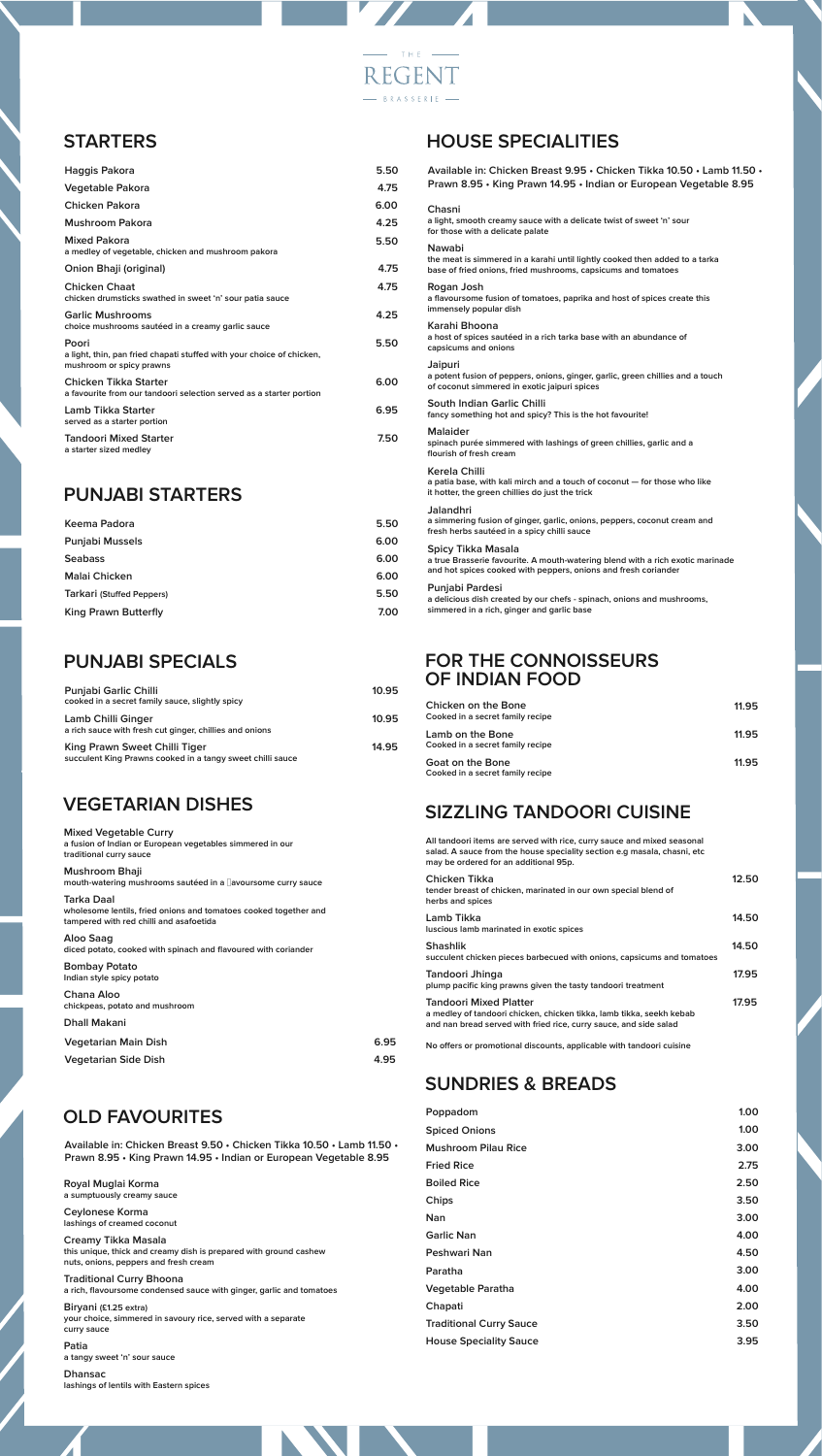THE REGENT BRASSERIE

## STARTERS

| Item | Price |
|---|---|
| Haggis Pakora | 5.50 |
| Vegetable Pakora | 4.75 |
| Chicken Pakora | 6.00 |
| Mushroom Pakora | 4.25 |
| Mixed Pakora<br>a medley of vegetable, chicken and mushroom pakora | 5.50 |
| Onion Bhaji (original) | 4.75 |
| Chicken Chaat<br>chicken drumsticks swathed in sweet 'n' sour patia sauce | 4.75 |
| Garlic Mushrooms<br>choice mushrooms sautéed in a creamy garlic sauce | 4.25 |
| Poori<br>a light, thin, pan fried chapati stuffed with your choice of chicken, mushroom or spicy prawns | 5.50 |
| Chicken Tikka Starter<br>a favourite from our tandoori selection served as a starter portion | 6.00 |
| Lamb Tikka Starter<br>served as a starter portion | 6.95 |
| Tandoori Mixed Starter<br>a starter sized medley | 7.50 |

## PUNJABI STARTERS

| Item | Price |
|---|---|
| Keema Padora | 5.50 |
| Punjabi Mussels | 6.00 |
| Seabass | 6.00 |
| Malai Chicken | 6.00 |
| Tarkari (Stuffed Peppers) | 5.50 |
| King Prawn Butterfly | 7.00 |

## PUNJABI SPECIALS

| Item | Price |
|---|---|
| Punjabi Garlic Chilli<br>cooked in a secret family sauce, slightly spicy | 10.95 |
| Lamb Chilli Ginger<br>a rich sauce with fresh cut ginger, chillies and onions | 10.95 |
| King Prawn Sweet Chilli Tiger<br>succulent King Prawns cooked in a tangy sweet chilli sauce | 14.95 |

## VEGETARIAN DISHES

**Mixed Vegetable Curry**
a fusion of Indian or European vegetables simmered in our traditional curry sauce

**Mushroom Bhaji**
mouth-watering mushrooms sautéed in a flavoursome curry sauce

**Tarka Daal**
wholesome lentils, fried onions and tomatoes cooked together and tampered with red chilli and asafoetida

**Aloo Saag**
diced potato, cooked with spinach and flavoured with coriander

**Bombay Potato**
Indian style spicy potato

**Chana Aloo**
chickpeas, potato and mushroom

**Dhall Makani**

| Item | Price |
|---|---|
| Vegetarian Main Dish | 6.95 |
| Vegetarian Side Dish | 4.95 |

## OLD FAVOURITES

**Available in: Chicken Breast 9.50 • Chicken Tikka 10.50 • Lamb 11.50 • Prawn 8.95 • King Prawn 14.95 • Indian or European Vegetable 8.95**

**Royal Muglai Korma**
a sumptuously creamy sauce

**Ceylonese Korma**
lashings of creamed coconut

**Creamy Tikka Masala**
this unique, thick and creamy dish is prepared with ground cashew nuts, onions, peppers and fresh cream

**Traditional Curry Bhoona**
a rich, flavoursome condensed sauce with ginger, garlic and tomatoes

**Biryani** (£1.25 extra)
your choice, simmered in savoury rice, served with a separate curry sauce

**Patia**
a tangy sweet 'n' sour sauce

**Dhansac**
lashings of lentils with Eastern spices

## HOUSE SPECIALITIES

**Available in: Chicken Breast 9.95 • Chicken Tikka 10.50 • Lamb 11.50 • Prawn 8.95 • King Prawn 14.95 • Indian or European Vegetable 8.95**

**Chasni**
a light, smooth creamy sauce with a delicate twist of sweet 'n' sour for those with a delicate palate

**Nawabi**
the meat is simmered in a karahi until lightly cooked then added to a tarka base of fried onions, fried mushrooms, capsicums and tomatoes

**Rogan Josh**
a flavoursome fusion of tomatoes, paprika and host of spices create this immensely popular dish

**Karahi Bhoona**
a host of spices sautéed in a rich tarka base with an abundance of capsicums and onions

**Jaipuri**
a potent fusion of peppers, onions, ginger, garlic, green chillies and a touch of coconut simmered in exotic jaipuri spices

**South Indian Garlic Chilli**
fancy something hot and spicy? This is the hot favourite!

**Malaider**
spinach purée simmered with lashings of green chillies, garlic and a flourish of fresh cream

**Kerela Chilli**
a patia base, with kali mirch and a touch of coconut — for those who like it hotter, the green chillies do just the trick

**Jalandhri**
a simmering fusion of ginger, garlic, onions, peppers, coconut cream and fresh herbs sautéed in a spicy chilli sauce

**Spicy Tikka Masala**
a true Brasserie favourite. A mouth-watering blend with a rich exotic marinade and hot spices cooked with peppers, onions and fresh coriander

**Punjabi Pardesi**
a delicious dish created by our chefs - spinach, onions and mushrooms, simmered in a rich, ginger and garlic base

## FOR THE CONNOISSEURS OF INDIAN FOOD

| Item | Price |
|---|---|
| Chicken on the Bone<br>Cooked in a secret family recipe | 11.95 |
| Lamb on the Bone<br>Cooked in a secret family recipe | 11.95 |
| Goat on the Bone<br>Cooked in a secret family recipe | 11.95 |

## SIZZLING TANDOORI CUISINE

All tandoori items are served with rice, curry sauce and mixed seasonal salad. A sauce from the house speciality section e.g masala, chasni, etc may be ordered for an additional 95p.

| Item | Price |
|---|---|
| Chicken Tikka<br>tender breast of chicken, marinated in our own special blend of herbs and spices | 12.50 |
| Lamb Tikka<br>luscious lamb marinated in exotic spices | 14.50 |
| Shashlik<br>succulent chicken pieces barbecued with onions, capsicums and tomatoes | 14.50 |
| Tandoori Jhinga<br>plump pacific king prawns given the tasty tandoori treatment | 17.95 |
| Tandoori Mixed Platter<br>a medley of tandoori chicken, chicken tikka, lamb tikka, seekh kebab and nan bread served with fried rice, curry sauce, and side salad | 17.95 |

No offers or promotional discounts, applicable with tandoori cuisine

## SUNDRIES & BREADS

| Item | Price |
|---|---|
| Poppadom | 1.00 |
| Spiced Onions | 1.00 |
| Mushroom Pilau Rice | 3.00 |
| Fried Rice | 2.75 |
| Boiled Rice | 2.50 |
| Chips | 3.50 |
| Nan | 3.00 |
| Garlic Nan | 4.00 |
| Peshwari Nan | 4.50 |
| Paratha | 3.00 |
| Vegetable Paratha | 4.00 |
| Chapati | 2.00 |
| Traditional Curry Sauce | 3.50 |
| House Speciality Sauce | 3.95 |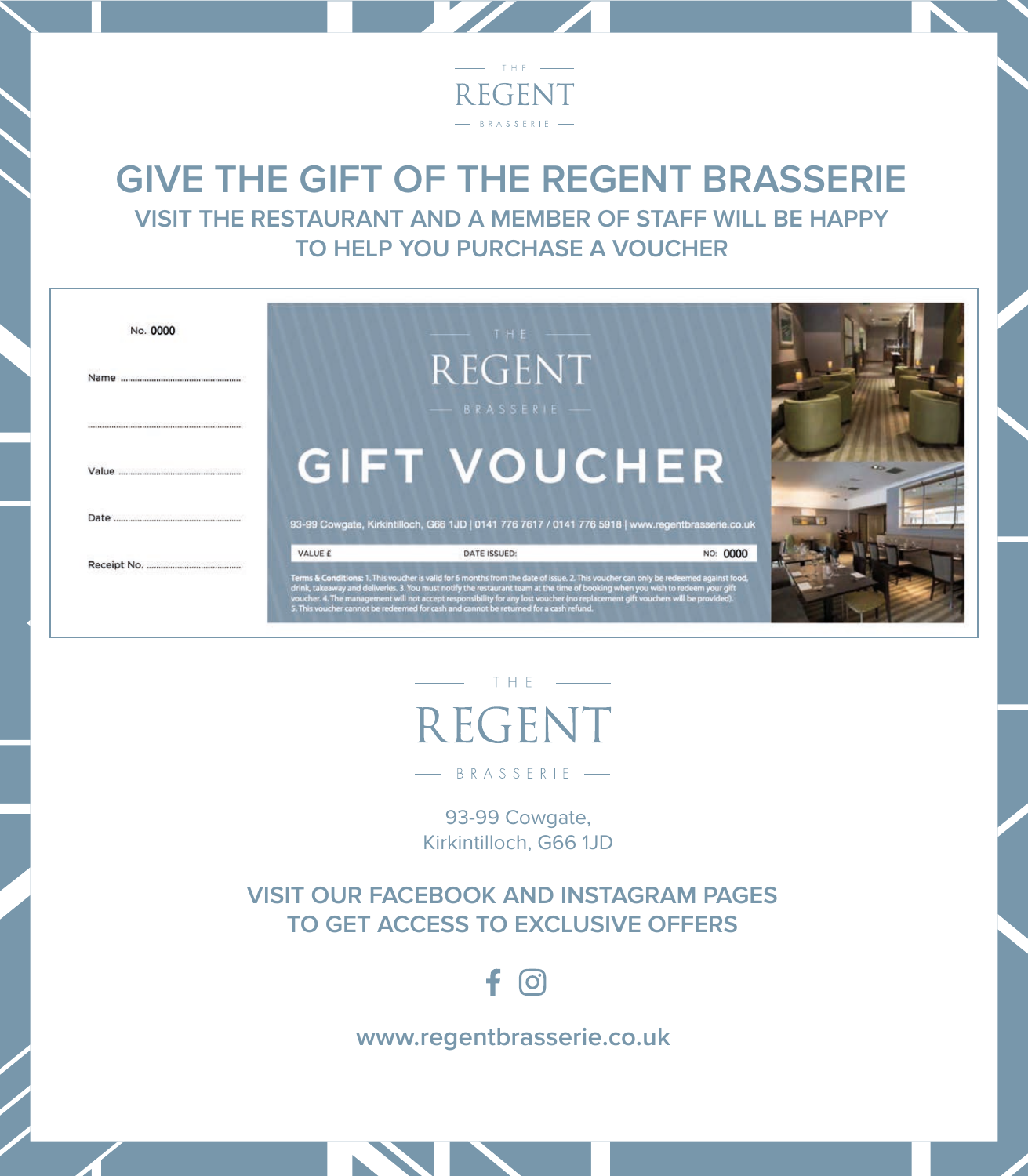THE
REGENT
BRASSERIE

# GIVE THE GIFT OF THE REGENT BRASSERIE

## VISIT THE RESTAURANT AND A MEMBER OF STAFF WILL BE HAPPY TO HELP YOU PURCHASE A VOUCHER

No. 0000

Name ..................................................

..................................................

Value ..................................................

Date ..................................................

Receipt No. ..................................................

THE
REGENT
BRASSERIE

GIFT VOUCHER

93-99 Cowgate, Kirkintilloch, G66 1JD | 0141 776 7617 / 0141 776 5918 | www.regentbrasserie.co.uk

VALUE £ DATE ISSUED: NO: 0000

**Terms & Conditions:** 1. This voucher is valid for 6 months from the date of issue. 2. This voucher can only be redeemed against food, drink, takeaway and deliveries. 3. You must notify the restaurant team at the time of booking when you wish to redeem your gift voucher. 4. The management will not accept responsibility for any lost voucher (no replacement gift vouchers will be provided). 5. This voucher cannot be redeemed for cash and cannot be returned for a cash refund.

THE
REGENT
BRASSERIE

93-99 Cowgate,
Kirkintilloch, G66 1JD

VISIT OUR FACEBOOK AND INSTAGRAM PAGES TO GET ACCESS TO EXCLUSIVE OFFERS

www.regentbrasserie.co.uk